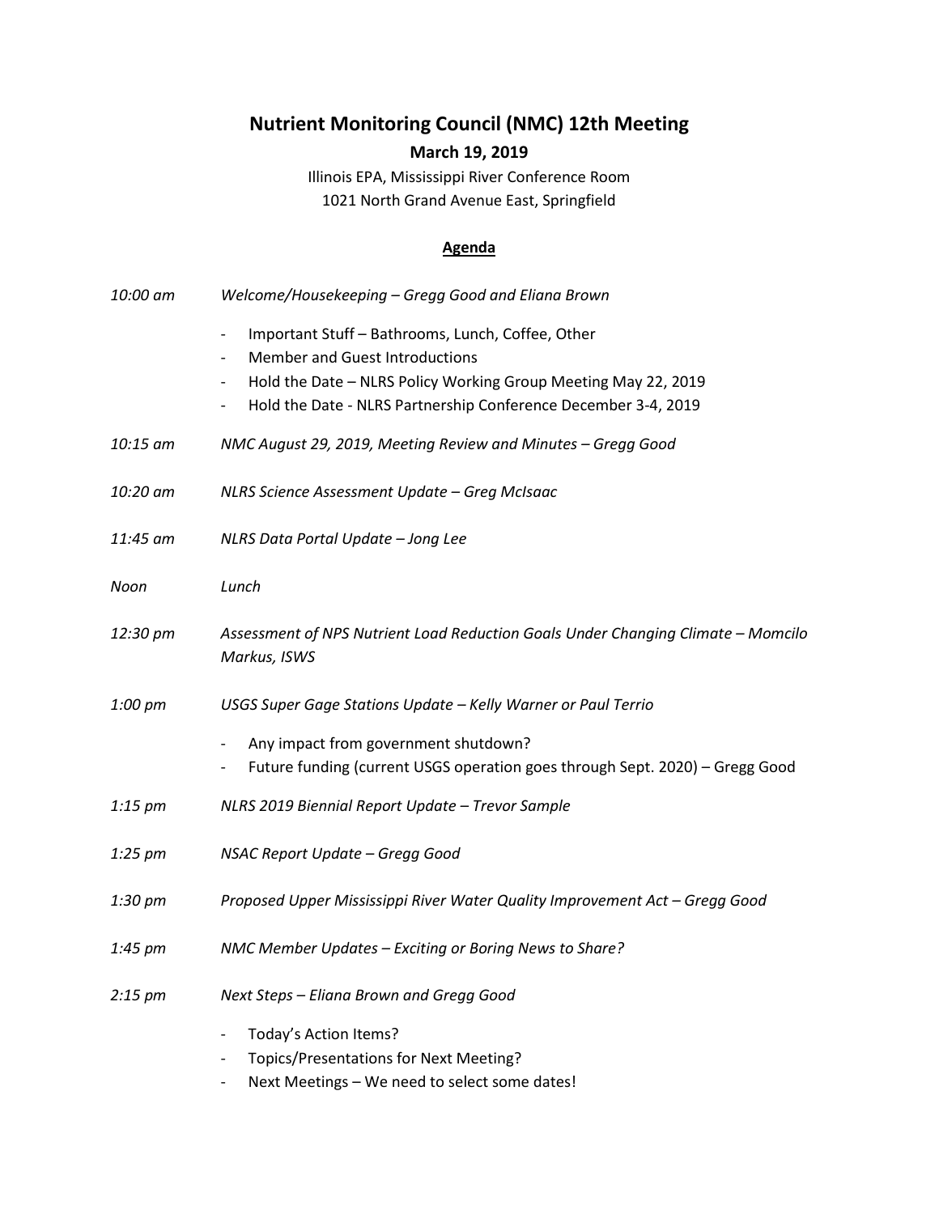# Nutrient Monitoring Council (NMC) 12th Meeting

**March 19, 2019**

Illinois EPA, Mississippi River Conference Room
1021 North Grand Avenue East, Springfield

## Agenda

*10:00 am* — *Welcome/Housekeeping – Gregg Good and Eliana Brown*

- Important Stuff – Bathrooms, Lunch, Coffee, Other
- Member and Guest Introductions
- Hold the Date – NLRS Policy Working Group Meeting May 22, 2019
- Hold the Date - NLRS Partnership Conference December 3-4, 2019

*10:15 am* — *NMC August 29, 2019, Meeting Review and Minutes – Gregg Good*

*10:20 am* — *NLRS Science Assessment Update – Greg McIsaac*

*11:45 am* — *NLRS Data Portal Update – Jong Lee*

*Noon* — *Lunch*

*12:30 pm* — *Assessment of NPS Nutrient Load Reduction Goals Under Changing Climate – Momcilo Markus, ISWS*

*1:00 pm* — *USGS Super Gage Stations Update – Kelly Warner or Paul Terrio*

- Any impact from government shutdown?
- Future funding (current USGS operation goes through Sept. 2020) – Gregg Good

*1:15 pm* — *NLRS 2019 Biennial Report Update – Trevor Sample*

*1:25 pm* — *NSAC Report Update – Gregg Good*

*1:30 pm* — *Proposed Upper Mississippi River Water Quality Improvement Act – Gregg Good*

*1:45 pm* — *NMC Member Updates – Exciting or Boring News to Share?*

*2:15 pm* — *Next Steps – Eliana Brown and Gregg Good*

- Today's Action Items?
- Topics/Presentations for Next Meeting?
- Next Meetings – We need to select some dates!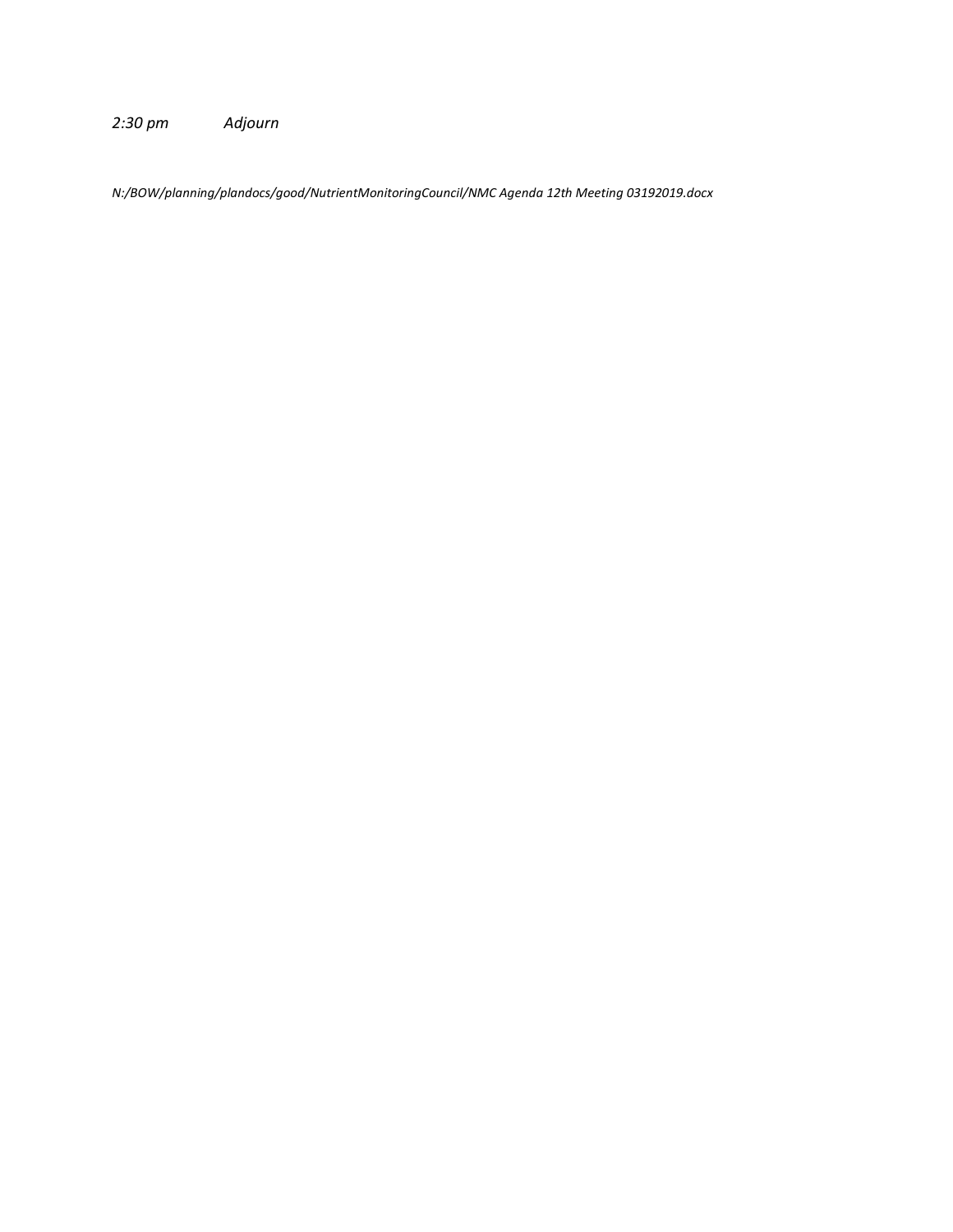*2:30 pm Adjourn*

*N:/BOW/planning/plandocs/good/NutrientMonitoringCouncil/NMC Agenda 12th Meeting 03192019.docx*